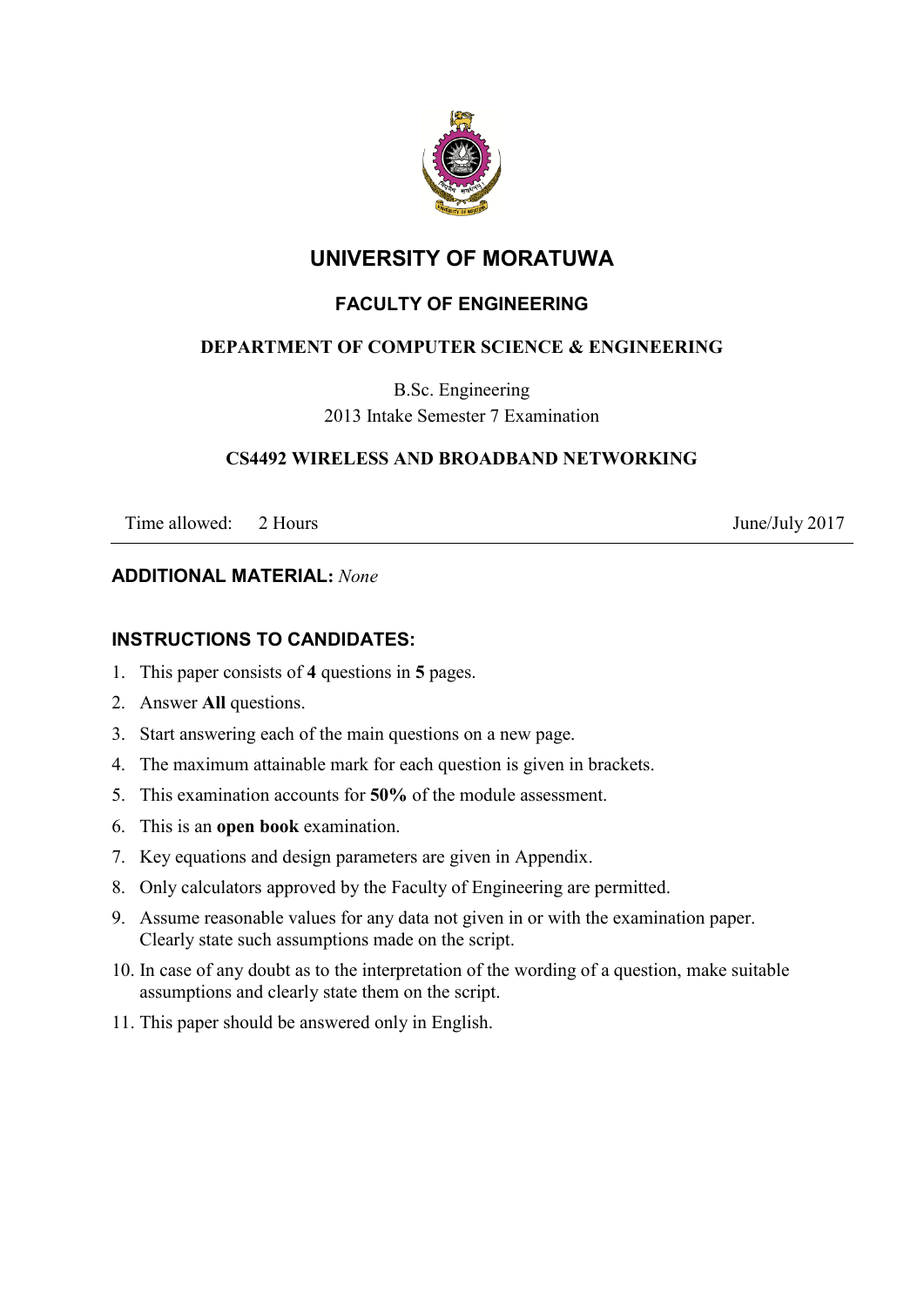# UNIVERSITY OF MORATUWA

## FACULTY OF ENGINEERING

### DEPARTMENT OF COMPUTER SCIENCE & ENGINEERING

B.Sc. Engineering

2013 Intake Semester 7 Examination

### CS4492 WIRELESS AND BROADBAND NETWORKING

Time allowed: 2 Hours June/July 2017

---

**ADDITIONAL MATERIAL:** *None*

**INSTRUCTIONS TO CANDIDATES:**

1. This paper consists of **4** questions in **5** pages.
2. Answer **All** questions.
3. Start answering each of the main questions on a new page.
4. The maximum attainable mark for each question is given in brackets.
5. This examination accounts for **50%** of the module assessment.
6. This is an **open book** examination.
7. Key equations and design parameters are given in Appendix.
8. Only calculators approved by the Faculty of Engineering are permitted.
9. Assume reasonable values for any data not given in or with the examination paper. Clearly state such assumptions made on the script.
10. In case of any doubt as to the interpretation of the wording of a question, make suitable assumptions and clearly state them on the script.
11. This paper should be answered only in English.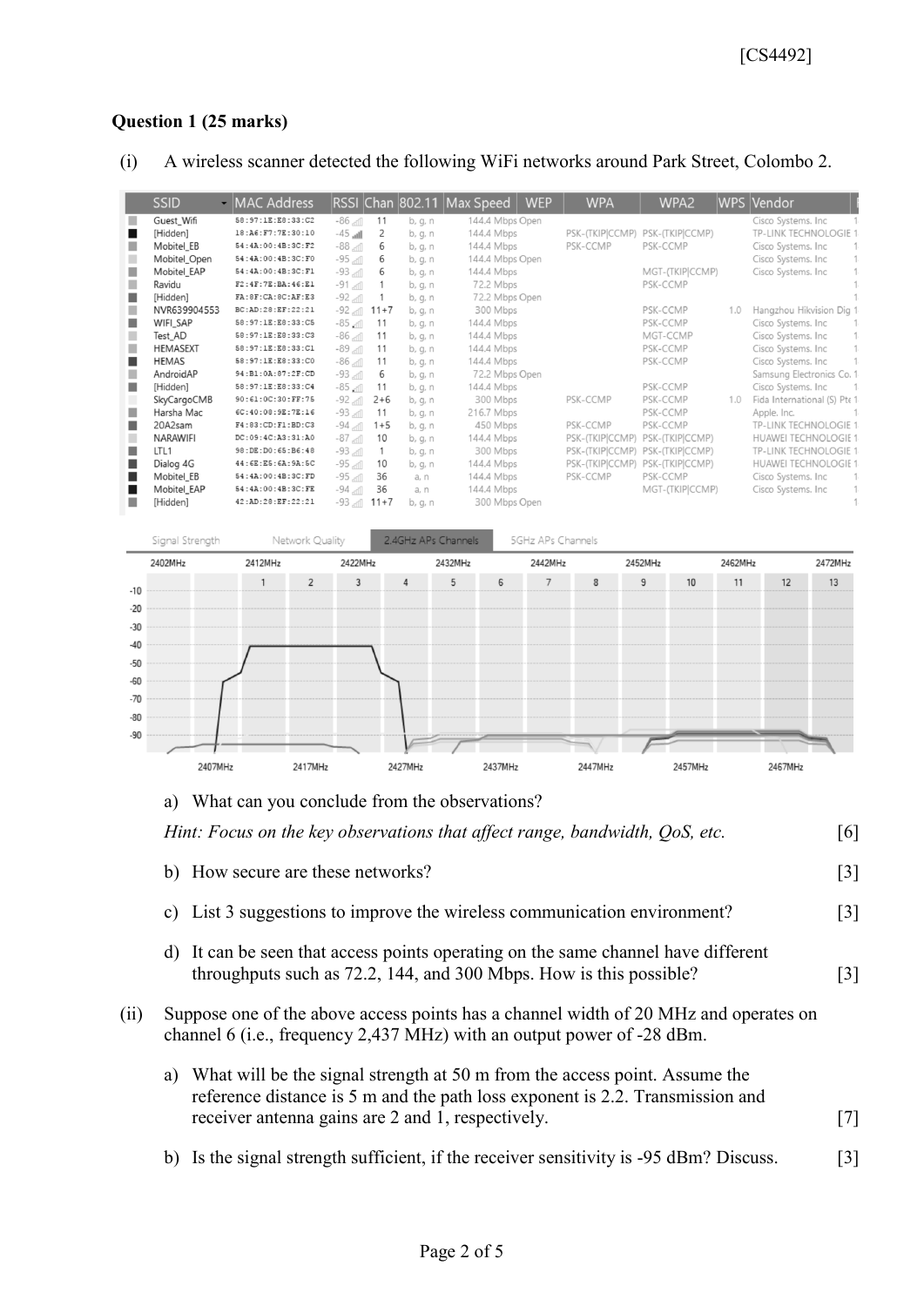## Question 1 (25 marks)

(i) A wireless scanner detected the following WiFi networks around Park Street, Colombo 2.

| SSID | MAC Address | RSSI | Chan | 802.11 | Max Speed | WEP | WPA | WPA2 | WPS | Vendor |
|---|---|---|---|---|---|---|---|---|---|---|
| Guest_Wifi | 58:97:1E:E8:33:C2 | -86 | 11 | b, g, n | 144.4 Mbps | Open | | | | Cisco Systems, Inc |
| [Hidden] | 18:A6:F7:7E:30:10 | -45 | 2 | b, g, n | 144.4 Mbps | | PSK-(TKIP\|CCMP) | PSK-(TKIP\|CCMP) | | TP-LINK TECHNOLOGIE |
| Mobitel_EB | 54:4A:00:4B:3C:F2 | -88 | 6 | b, g, n | 144.4 Mbps | | PSK-CCMP | PSK-CCMP | | Cisco Systems, Inc |
| Mobitel_Open | 54:4A:00:4B:3C:F0 | -95 | 6 | b, g, n | 144.4 Mbps | Open | | | | Cisco Systems, Inc |
| Mobitel_EAP | 54:4A:00:4B:3C:F1 | -93 | 6 | b, g, n | 144.4 Mbps | | | MGT-(TKIP\|CCMP) | | Cisco Systems, Inc |
| Ravidu | F2:4F:7E:BA:46:E1 | -91 | 1 | b, g, n | 72.2 Mbps | | | PSK-CCMP | | |
| [Hidden] | FA:8F:CA:8C:AF:E3 | -92 | 1 | b, g, n | 72.2 Mbps | Open | | | | |
| NVR639904553 | BC:AD:28:EF:22:21 | -92 | 11+7 | b, g, n | 300 Mbps | | | PSK-CCMP | 1.0 | Hangzhou Hikvision Dig |
| WIFI_SAP | 58:97:1E:E8:33:C5 | -85 | 11 | b, g, n | 144.4 Mbps | | | PSK-CCMP | | Cisco Systems, Inc |
| Test_AD | 58:97:1E:E8:33:C3 | -86 | 11 | b, g, n | 144.4 Mbps | | | MGT-CCMP | | Cisco Systems, Inc |
| HEMASEXT | 58:97:1E:E8:33:C1 | -89 | 11 | b, g, n | 144.4 Mbps | | | PSK-CCMP | | Cisco Systems, Inc |
| HEMAS | 58:97:1E:E8:33:C0 | -86 | 11 | b, g, n | 144.4 Mbps | | | PSK-CCMP | | Cisco Systems, Inc |
| AndroidAP | 94:B1:0A:87:2F:CD | -93 | 6 | b, g, n | 72.2 Mbps | Open | | | | Samsung Electronics Co. |
| [Hidden] | 58:97:1E:E8:33:C4 | -85 | 11 | b, g, n | 144.4 Mbps | | | PSK-CCMP | | Cisco Systems, Inc |
| SkyCargoCMB | 90:61:0C:30:FF:75 | -92 | 2+6 | b, g, n | 300 Mbps | | PSK-CCMP | PSK-CCMP | 1.0 | Fida International (S) Pte |
| Harsha Mac | 6C:40:08:9E:7E:16 | -93 | 11 | b, g, n | 216.7 Mbps | | | PSK-CCMP | | Apple, Inc. |
| 20A2sam | F4:83:CD:F1:BD:C3 | -94 | 1+5 | b, g, n | 450 Mbps | | PSK-CCMP | PSK-CCMP | | TP-LINK TECHNOLOGIE |
| NARAWIFI | DC:09:4C:A3:31:A0 | -87 | 10 | b, g, n | 144.4 Mbps | | PSK-(TKIP\|CCMP) | PSK-(TKIP\|CCMP) | | HUAWEI TECHNOLOGIE |
| LTL1 | 98:DE:D0:65:B6:48 | -93 | 1 | b, g, n | 300 Mbps | | PSK-(TKIP\|CCMP) | PSK-(TKIP\|CCMP) | | TP-LINK TECHNOLOGIE |
| Dialog 4G | 44:6E:E5:6A:9A:5C | -95 | 10 | b, g, n | 144.4 Mbps | | PSK-(TKIP\|CCMP) | PSK-(TKIP\|CCMP) | | HUAWEI TECHNOLOGIE |
| Mobitel_EB | 54:4A:00:4B:3C:FD | -95 | 36 | a, n | 144.4 Mbps | | PSK-CCMP | PSK-CCMP | | Cisco Systems, Inc |
| Mobitel_EAP | 54:4A:00:4B:3C:FE | -94 | 36 | a, n | 144.4 Mbps | | | MGT-(TKIP\|CCMP) | | Cisco Systems, Inc |
| [Hidden] | 42:AD:28:EF:22:21 | -93 | 11+7 | b, g, n | 300 Mbps | Open | | | | |

a) What can you conclude from the observations?

*Hint: Focus on the key observations that affect range, bandwidth, QoS, etc.* [6]

b) How secure are these networks? [3]

c) List 3 suggestions to improve the wireless communication environment? [3]

d) It can be seen that access points operating on the same channel have different throughputs such as 72.2, 144, and 300 Mbps. How is this possible? [3]

(ii) Suppose one of the above access points has a channel width of 20 MHz and operates on channel 6 (i.e., frequency 2,437 MHz) with an output power of -28 dBm.

a) What will be the signal strength at 50 m from the access point. Assume the reference distance is 5 m and the path loss exponent is 2.2. Transmission and receiver antenna gains are 2 and 1, respectively. [7]

b) Is the signal strength sufficient, if the receiver sensitivity is -95 dBm? Discuss. [3]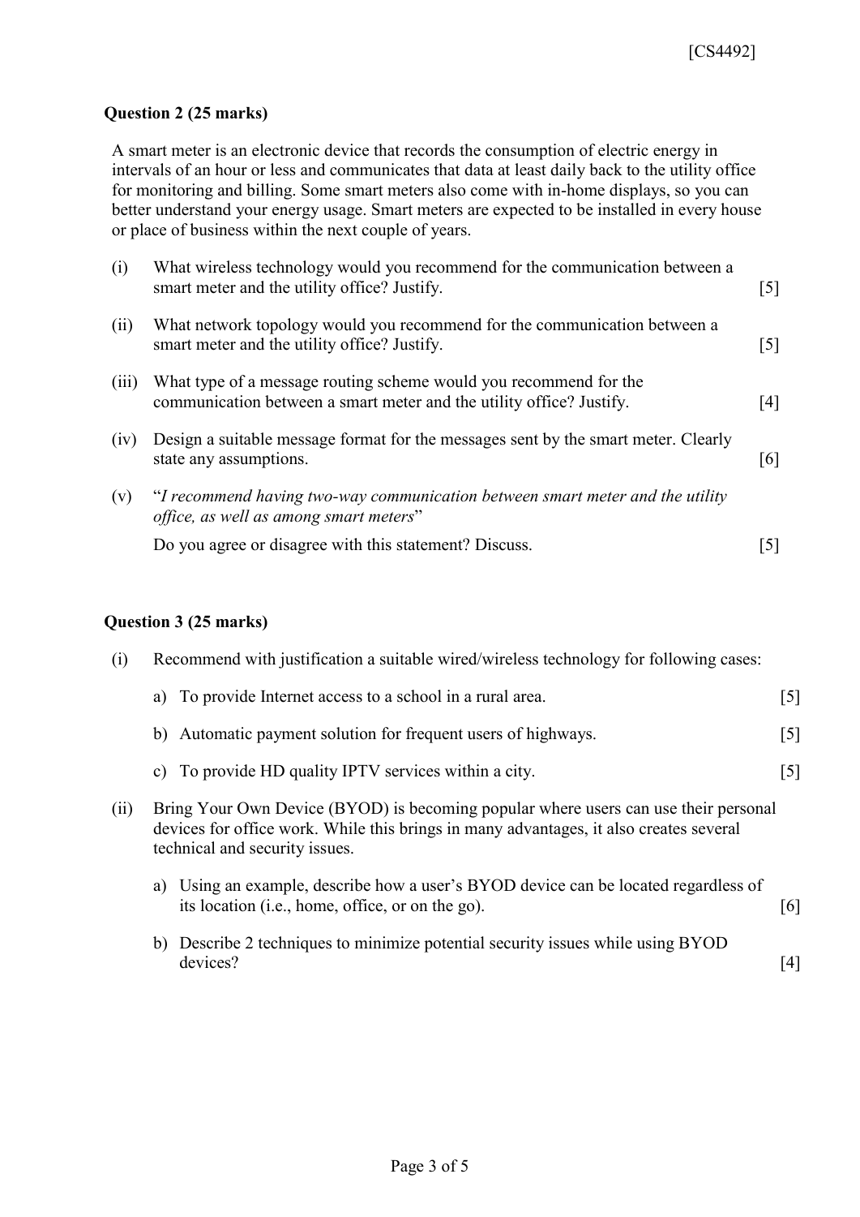**Question 2 (25 marks)**

A smart meter is an electronic device that records the consumption of electric energy in intervals of an hour or less and communicates that data at least daily back to the utility office for monitoring and billing. Some smart meters also come with in-home displays, so you can better understand your energy usage. Smart meters are expected to be installed in every house or place of business within the next couple of years.

(i) What wireless technology would you recommend for the communication between a smart meter and the utility office? Justify. [5]

(ii) What network topology would you recommend for the communication between a smart meter and the utility office? Justify. [5]

(iii) What type of a message routing scheme would you recommend for the communication between a smart meter and the utility office? Justify. [4]

(iv) Design a suitable message format for the messages sent by the smart meter. Clearly state any assumptions. [6]

(v) "*I recommend having two-way communication between smart meter and the utility office, as well as among smart meters*"

Do you agree or disagree with this statement? Discuss. [5]

**Question 3 (25 marks)**

(i) Recommend with justification a suitable wired/wireless technology for following cases:

a) To provide Internet access to a school in a rural area. [5]

b) Automatic payment solution for frequent users of highways. [5]

c) To provide HD quality IPTV services within a city. [5]

(ii) Bring Your Own Device (BYOD) is becoming popular where users can use their personal devices for office work. While this brings in many advantages, it also creates several technical and security issues.

a) Using an example, describe how a user's BYOD device can be located regardless of its location (i.e., home, office, or on the go). [6]

b) Describe 2 techniques to minimize potential security issues while using BYOD devices? [4]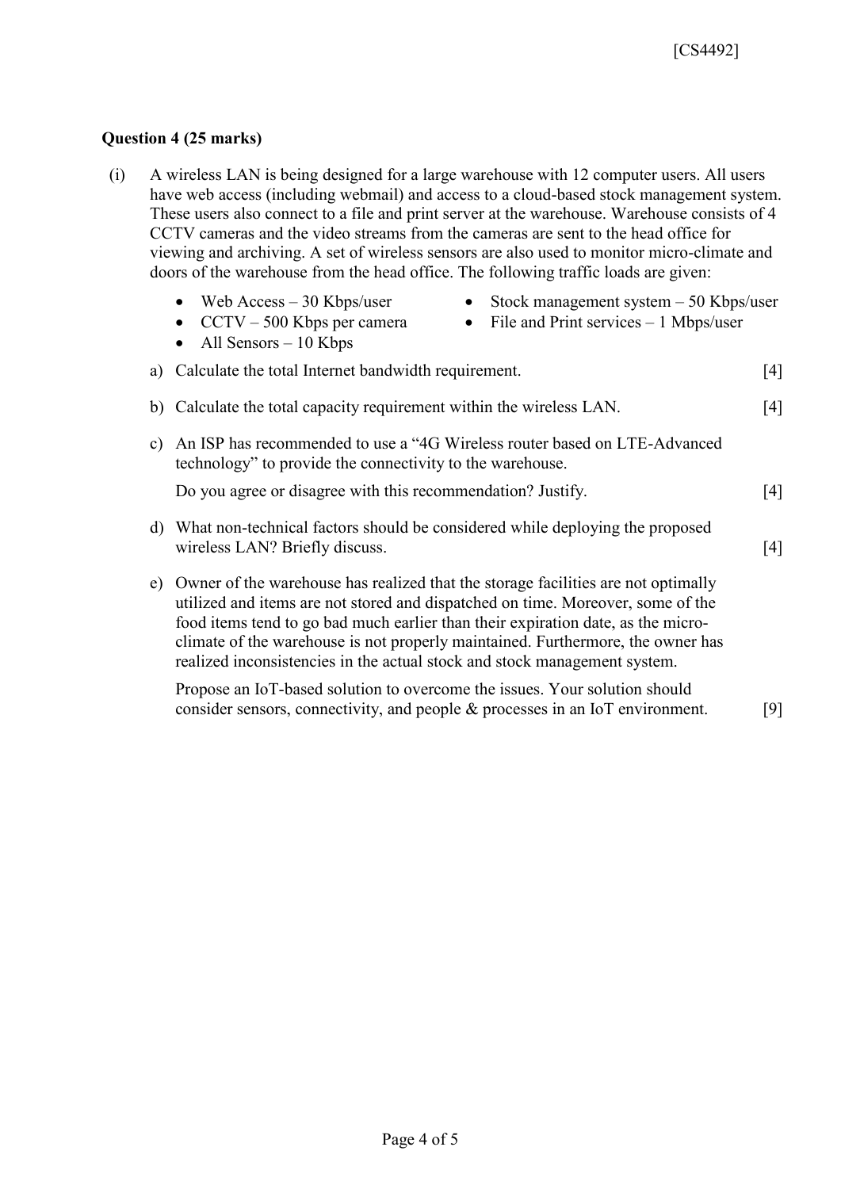### Question 4 (25 marks)

(i) A wireless LAN is being designed for a large warehouse with 12 computer users. All users have web access (including webmail) and access to a cloud-based stock management system. These users also connect to a file and print server at the warehouse. Warehouse consists of 4 CCTV cameras and the video streams from the cameras are sent to the head office for viewing and archiving. A set of wireless sensors are also used to monitor micro-climate and doors of the warehouse from the head office. The following traffic loads are given:

- Web Access – 30 Kbps/user
- Stock management system – 50 Kbps/user
- CCTV – 500 Kbps per camera
- File and Print services – 1 Mbps/user
- All Sensors – 10 Kbps

a) Calculate the total Internet bandwidth requirement. [4]

b) Calculate the total capacity requirement within the wireless LAN. [4]

c) An ISP has recommended to use a "4G Wireless router based on LTE-Advanced technology" to provide the connectivity to the warehouse.

Do you agree or disagree with this recommendation? Justify. [4]

d) What non-technical factors should be considered while deploying the proposed wireless LAN? Briefly discuss. [4]

e) Owner of the warehouse has realized that the storage facilities are not optimally utilized and items are not stored and dispatched on time. Moreover, some of the food items tend to go bad much earlier than their expiration date, as the micro-climate of the warehouse is not properly maintained. Furthermore, the owner has realized inconsistencies in the actual stock and stock management system.

Propose an IoT-based solution to overcome the issues. Your solution should consider sensors, connectivity, and people & processes in an IoT environment. [9]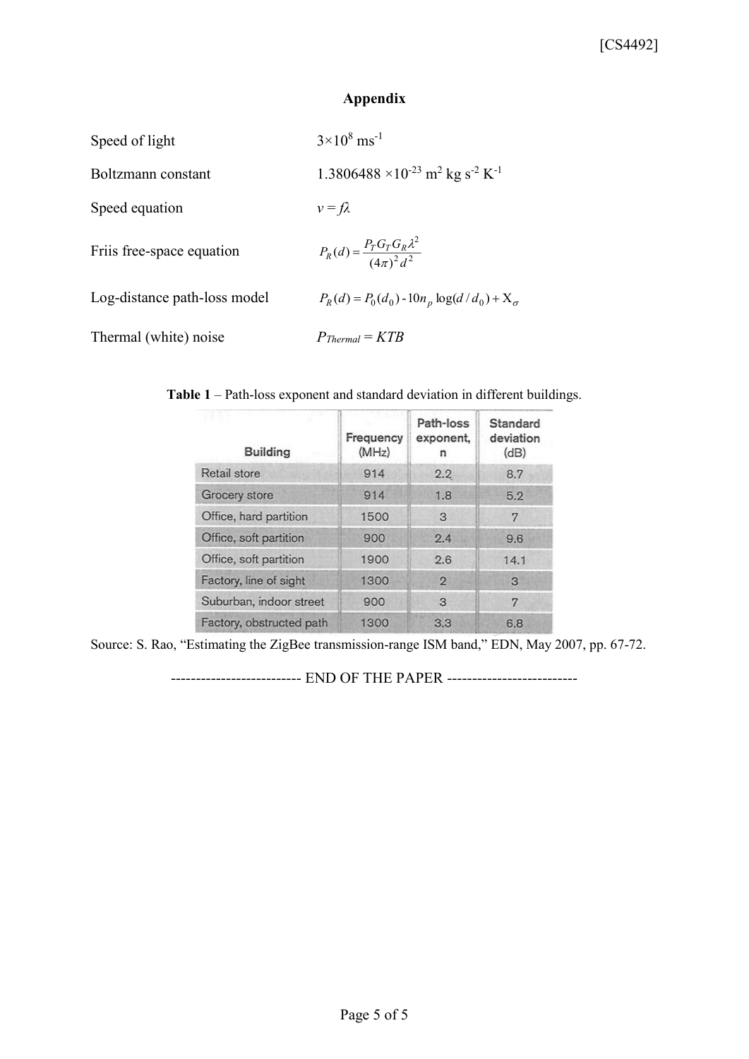# Appendix

| | |
|---|---|
| Speed of light | $3 \times 10^8$ ms$^{-1}$ |
| Boltzmann constant | $1.3806488 \times 10^{-23}$ m$^2$ kg s$^{-2}$ K$^{-1}$ |
| Speed equation | $v = f\lambda$ |
| Friis free-space equation | $P_R(d) = \dfrac{P_T G_T G_R \lambda^2}{(4\pi)^2 d^2}$ |
| Log-distance path-loss model | $P_R(d) = P_0(d_0) - 10n_p \log(d/d_0) + X_\sigma$ |
| Thermal (white) noise | $P_{Thermal} = KTB$ |

**Table 1** – Path-loss exponent and standard deviation in different buildings.

| Building | Frequency (MHz) | Path-loss exponent, n | Standard deviation (dB) |
|---|---|---|---|
| Retail store | 914 | 2.2 | 8.7 |
| Grocery store | 914 | 1.8 | 5.2 |
| Office, hard partition | 1500 | 3 | 7 |
| Office, soft partition | 900 | 2.4 | 9.6 |
| Office, soft partition | 1900 | 2.6 | 14.1 |
| Factory, line of sight | 1300 | 2 | 3 |
| Suburban, indoor street | 900 | 3 | 7 |
| Factory, obstructed path | 1300 | 3.3 | 6.8 |

Source: S. Rao, "Estimating the ZigBee transmission-range ISM band," EDN, May 2007, pp. 67-72.

-------------------------- END OF THE PAPER --------------------------